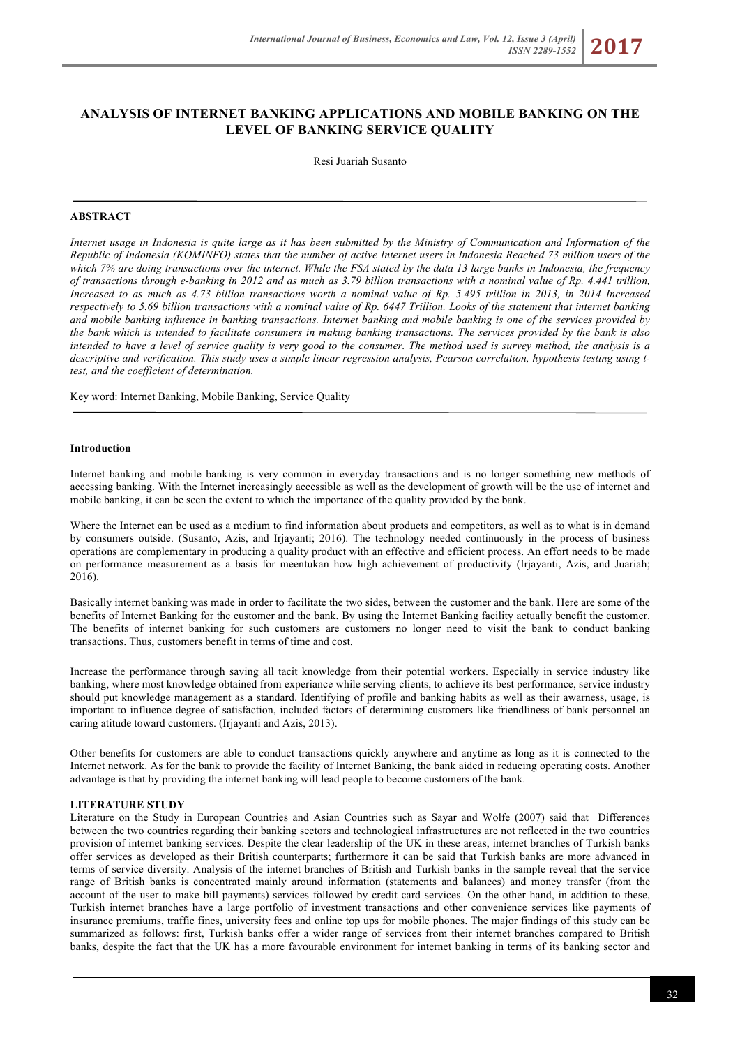# ANALYSIS OF INTERNET BANKING APPLICATIONS AND MOBILE BANKING ON THE LEVEL OF BANKING SERVICE QUALITY

Resi Juariah Susanto

## ABSTRACT

*Internet usage in Indonesia is quite large as it has been submitted by the Ministry of Communication and Information of the Republic of Indonesia (KOMINFO) states that the number of active Internet users in Indonesia Reached 73 million users of the which 7% are doing transactions over the internet. While the FSA stated by the data 13 large banks in Indonesia, the frequency of transactions through e-banking in 2012 and as much as 3.79 billion transactions with a nominal value of Rp. 4.441 trillion, Increased to as much as 4.73 billion transactions worth a nominal value of Rp. 5.495 trillion in 2013, in 2014 Increased respectively to 5.69 billion transactions with a nominal value of Rp. 6447 Trillion. Looks of the statement that internet banking and mobile banking influence in banking transactions. Internet banking and mobile banking is one of the services provided by the bank which is intended to facilitate consumers in making banking transactions. The services provided by the bank is also intended to have a level of service quality is very good to the consumer. The method used is survey method, the analysis is a descriptive and verification. This study uses a simple linear regression analysis, Pearson correlation, hypothesis testing using t-test, and the coefficient of determination.*

Key word: Internet Banking, Mobile Banking, Service Quality

## Introduction

Internet banking and mobile banking is very common in everyday transactions and is no longer something new methods of accessing banking. With the Internet increasingly accessible as well as the development of growth will be the use of internet and mobile banking, it can be seen the extent to which the importance of the quality provided by the bank.

Where the Internet can be used as a medium to find information about products and competitors, as well as to what is in demand by consumers outside. (Susanto, Azis, and Irjayanti; 2016). The technology needed continuously in the process of business operations are complementary in producing a quality product with an effective and efficient process. An effort needs to be made on performance measurement as a basis for meentukan how high achievement of productivity (Irjayanti, Azis, and Juariah; 2016).

Basically internet banking was made in order to facilitate the two sides, between the customer and the bank. Here are some of the benefits of Internet Banking for the customer and the bank. By using the Internet Banking facility actually benefit the customer. The benefits of internet banking for such customers are customers no longer need to visit the bank to conduct banking transactions. Thus, customers benefit in terms of time and cost.

Increase the performance through saving all tacit knowledge from their potential workers. Especially in service industry like banking, where most knowledge obtained from experiance while serving clients, to achieve its best performance, service industry should put knowledge management as a standard. Identifying of profile and banking habits as well as their awarness, usage, is important to influence degree of satisfaction, included factors of determining customers like friendliness of bank personnel an caring atitude toward customers. (Irjayanti and Azis, 2013).

Other benefits for customers are able to conduct transactions quickly anywhere and anytime as long as it is connected to the Internet network. As for the bank to provide the facility of Internet Banking, the bank aided in reducing operating costs. Another advantage is that by providing the internet banking will lead people to become customers of the bank.

## LITERATURE STUDY

Literature on the Study in European Countries and Asian Countries such as Sayar and Wolfe (2007) said that Differences between the two countries regarding their banking sectors and technological infrastructures are not reflected in the two countries provision of internet banking services. Despite the clear leadership of the UK in these areas, internet branches of Turkish banks offer services as developed as their British counterparts; furthermore it can be said that Turkish banks are more advanced in terms of service diversity. Analysis of the internet branches of British and Turkish banks in the sample reveal that the service range of British banks is concentrated mainly around information (statements and balances) and money transfer (from the account of the user to make bill payments) services followed by credit card services. On the other hand, in addition to these, Turkish internet branches have a large portfolio of investment transactions and other convenience services like payments of insurance premiums, traffic fines, university fees and online top ups for mobile phones. The major findings of this study can be summarized as follows: first, Turkish banks offer a wider range of services from their internet branches compared to British banks, despite the fact that the UK has a more favourable environment for internet banking in terms of its banking sector and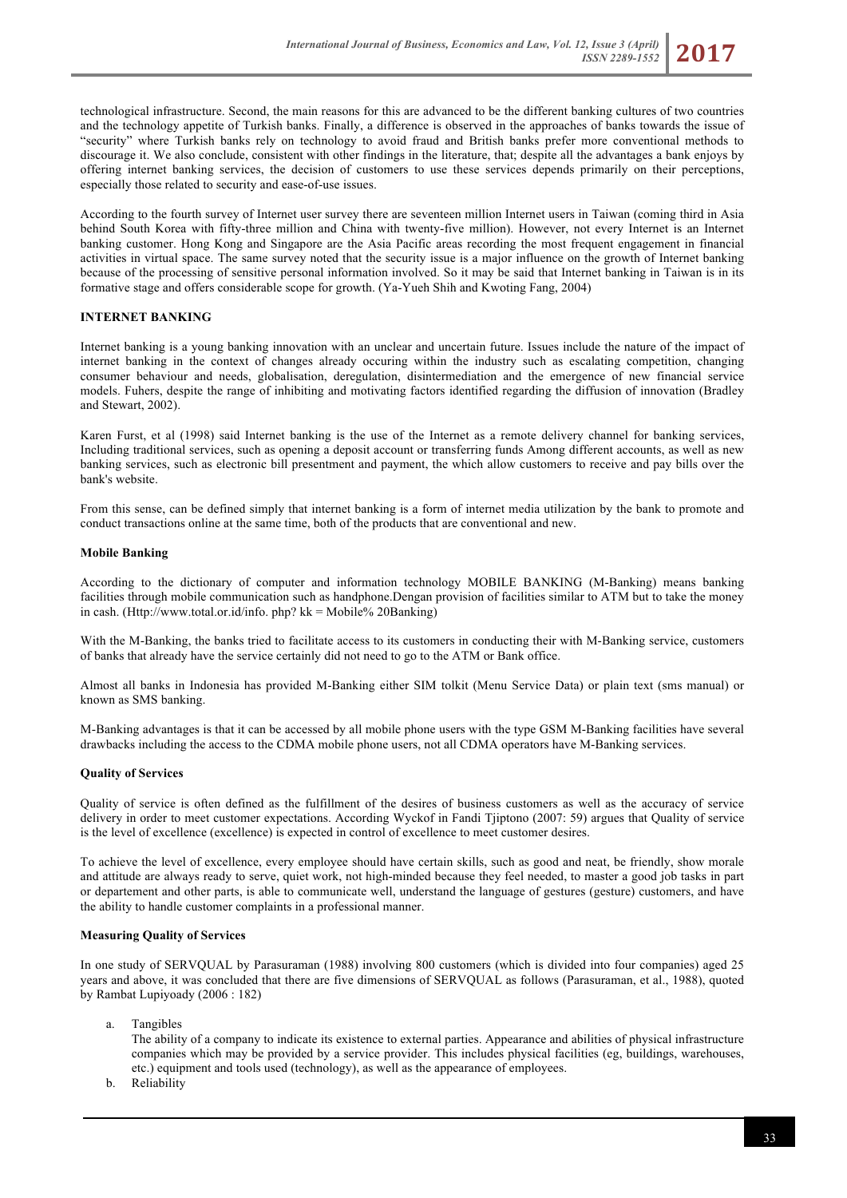technological infrastructure. Second, the main reasons for this are advanced to be the different banking cultures of two countries and the technology appetite of Turkish banks. Finally, a difference is observed in the approaches of banks towards the issue of "security" where Turkish banks rely on technology to avoid fraud and British banks prefer more conventional methods to discourage it. We also conclude, consistent with other findings in the literature, that; despite all the advantages a bank enjoys by offering internet banking services, the decision of customers to use these services depends primarily on their perceptions, especially those related to security and ease-of-use issues.

According to the fourth survey of Internet user survey there are seventeen million Internet users in Taiwan (coming third in Asia behind South Korea with fifty-three million and China with twenty-five million). However, not every Internet is an Internet banking customer. Hong Kong and Singapore are the Asia Pacific areas recording the most frequent engagement in financial activities in virtual space. The same survey noted that the security issue is a major influence on the growth of Internet banking because of the processing of sensitive personal information involved. So it may be said that Internet banking in Taiwan is in its formative stage and offers considerable scope for growth. (Ya-Yueh Shih and Kwoting Fang, 2004)

## INTERNET BANKING

Internet banking is a young banking innovation with an unclear and uncertain future. Issues include the nature of the impact of internet banking in the context of changes already occuring within the industry such as escalating competition, changing consumer behaviour and needs, globalisation, deregulation, disintermediation and the emergence of new financial service models. Fuhers, despite the range of inhibiting and motivating factors identified regarding the diffusion of innovation (Bradley and Stewart, 2002).

Karen Furst, et al (1998) said Internet banking is the use of the Internet as a remote delivery channel for banking services, Including traditional services, such as opening a deposit account or transferring funds Among different accounts, as well as new banking services, such as electronic bill presentment and payment, the which allow customers to receive and pay bills over the bank's website.

From this sense, can be defined simply that internet banking is a form of internet media utilization by the bank to promote and conduct transactions online at the same time, both of the products that are conventional and new.

### Mobile Banking

According to the dictionary of computer and information technology MOBILE BANKING (M-Banking) means banking facilities through mobile communication such as handphone.Dengan provision of facilities similar to ATM but to take the money in cash. (Http://www.total.or.id/info. php? kk = Mobile% 20Banking)

With the M-Banking, the banks tried to facilitate access to its customers in conducting their with M-Banking service, customers of banks that already have the service certainly did not need to go to the ATM or Bank office.

Almost all banks in Indonesia has provided M-Banking either SIM tolkit (Menu Service Data) or plain text (sms manual) or known as SMS banking.

M-Banking advantages is that it can be accessed by all mobile phone users with the type GSM M-Banking facilities have several drawbacks including the access to the CDMA mobile phone users, not all CDMA operators have M-Banking services.

### Quality of Services

Quality of service is often defined as the fulfillment of the desires of business customers as well as the accuracy of service delivery in order to meet customer expectations. According Wyckof in Fandi Tjiptono (2007: 59) argues that Quality of service is the level of excellence (excellence) is expected in control of excellence to meet customer desires.

To achieve the level of excellence, every employee should have certain skills, such as good and neat, be friendly, show morale and attitude are always ready to serve, quiet work, not high-minded because they feel needed, to master a good job tasks in part or departement and other parts, is able to communicate well, understand the language of gestures (gesture) customers, and have the ability to handle customer complaints in a professional manner.

### Measuring Quality of Services

In one study of SERVQUAL by Parasuraman (1988) involving 800 customers (which is divided into four companies) aged 25 years and above, it was concluded that there are five dimensions of SERVQUAL as follows (Parasuraman, et al., 1988), quoted by Rambat Lupiyoady (2006 : 182)

a. Tangibles
   The ability of a company to indicate its existence to external parties. Appearance and abilities of physical infrastructure companies which may be provided by a service provider. This includes physical facilities (eg, buildings, warehouses, etc.) equipment and tools used (technology), as well as the appearance of employees.
b. Reliability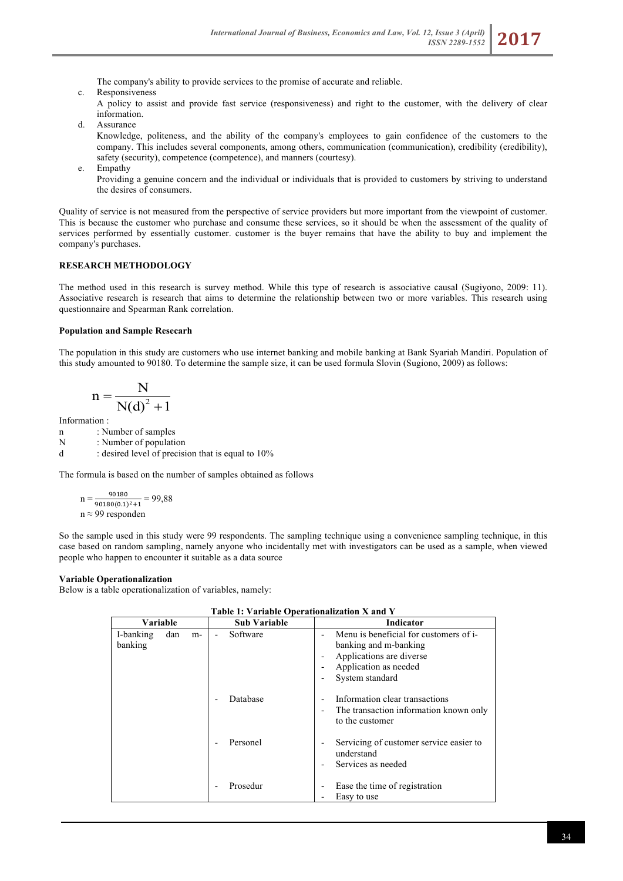The company's ability to provide services to the promise of accurate and reliable.

c. Responsiveness

   A policy to assist and provide fast service (responsiveness) and right to the customer, with the delivery of clear information.

d. Assurance

   Knowledge, politeness, and the ability of the company's employees to gain confidence of the customers to the company. This includes several components, among others, communication (communication), credibility (credibility), safety (security), competence (competence), and manners (courtesy).

e. Empathy

   Providing a genuine concern and the individual or individuals that is provided to customers by striving to understand the desires of consumers.

Quality of service is not measured from the perspective of service providers but more important from the viewpoint of customer. This is because the customer who purchase and consume these services, so it should be when the assessment of the quality of services performed by essentially customer. customer is the buyer remains that have the ability to buy and implement the company's purchases.

## RESEARCH METHODOLOGY

The method used in this research is survey method. While this type of research is associative causal (Sugiyono, 2009: 11). Associative research is research that aims to determine the relationship between two or more variables. This research using questionnaire and Spearman Rank correlation.

### Population and Sample Resecarh

The population in this study are customers who use internet banking and mobile banking at Bank Syariah Mandiri. Population of this study amounted to 90180. To determine the sample size, it can be used formula Slovin (Sugiono, 2009) as follows:

$$n = \frac{N}{N(d)^2 + 1}$$

Information :

n : Number of samples
N : Number of population
d : desired level of precision that is equal to 10%

The formula is based on the number of samples obtained as follows

$$n = \frac{90180}{90180(0.1)^2+1} = 99,88$$

$n \approx 99$ responden

So the sample used in this study were 99 respondents. The sampling technique using a convenience sampling technique, in this case based on random sampling, namely anyone who incidentally met with investigators can be used as a sample, when viewed people who happen to encounter it suitable as a data source

### Variable Operationalization

Below is a table operationalization of variables, namely:

**Table 1: Variable Operationalization X and Y**

| Variable | Sub Variable | Indicator |
|---|---|---|
| I-banking dan m-banking | - Software | - Menu is beneficial for customers of i-banking and m-banking<br>- Applications are diverse<br>- Application as needed<br>- System standard |
| | - Database | - Information clear transactions<br>- The transaction information known only to the customer |
| | - Personel | - Servicing of customer service easier to understand<br>- Services as needed |
| | - Prosedur | - Ease the time of registration<br>- Easy to use |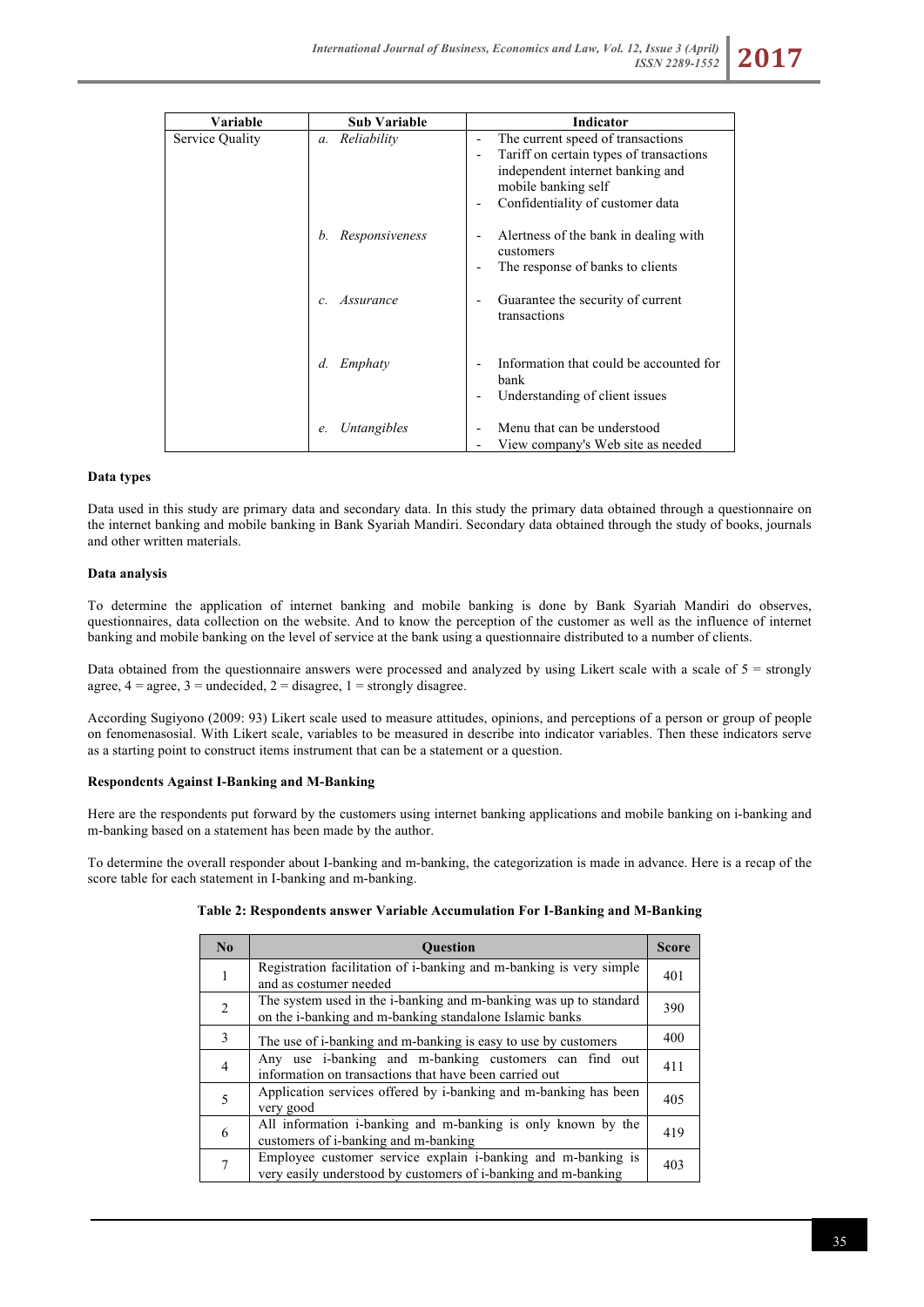| Variable | Sub Variable | Indicator |
| --- | --- | --- |
| Service Quality | *a. Reliability* | - The current speed of transactions<br>- Tariff on certain types of transactions independent internet banking and mobile banking self<br>- Confidentiality of customer data |
| | *b. Responsiveness* | - Alertness of the bank in dealing with customers<br>- The response of banks to clients |
| | *c. Assurance* | - Guarantee the security of current transactions |
| | *d. Emphaty* | - Information that could be accounted for bank<br>- Understanding of client issues |
| | *e. Untangibles* | - Menu that can be understood<br>- View company's Web site as needed |

**Data types**

Data used in this study are primary data and secondary data. In this study the primary data obtained through a questionnaire on the internet banking and mobile banking in Bank Syariah Mandiri. Secondary data obtained through the study of books, journals and other written materials.

**Data analysis**

To determine the application of internet banking and mobile banking is done by Bank Syariah Mandiri do observes, questionnaires, data collection on the website. And to know the perception of the customer as well as the influence of internet banking and mobile banking on the level of service at the bank using a questionnaire distributed to a number of clients.

Data obtained from the questionnaire answers were processed and analyzed by using Likert scale with a scale of 5 = strongly agree, 4 = agree, 3 = undecided, 2 = disagree, 1 = strongly disagree.

According Sugiyono (2009: 93) Likert scale used to measure attitudes, opinions, and perceptions of a person or group of people on fenomenasosial. With Likert scale, variables to be measured in describe into indicator variables. Then these indicators serve as a starting point to construct items instrument that can be a statement or a question.

**Respondents Against I-Banking and M-Banking**

Here are the respondents put forward by the customers using internet banking applications and mobile banking on i-banking and m-banking based on a statement has been made by the author.

To determine the overall responder about I-banking and m-banking, the categorization is made in advance. Here is a recap of the score table for each statement in I-banking and m-banking.

**Table 2: Respondents answer Variable Accumulation For I-Banking and M-Banking**

| No | Question | Score |
| --- | --- | --- |
| 1 | Registration facilitation of i-banking and m-banking is very simple and as costumer needed | 401 |
| 2 | The system used in the i-banking and m-banking was up to standard on the i-banking and m-banking standalone Islamic banks | 390 |
| 3 | The use of i-banking and m-banking is easy to use by customers | 400 |
| 4 | Any use i-banking and m-banking customers can find out information on transactions that have been carried out | 411 |
| 5 | Application services offered by i-banking and m-banking has been very good | 405 |
| 6 | All information i-banking and m-banking is only known by the customers of i-banking and m-banking | 419 |
| 7 | Employee customer service explain i-banking and m-banking is very easily understood by customers of i-banking and m-banking | 403 |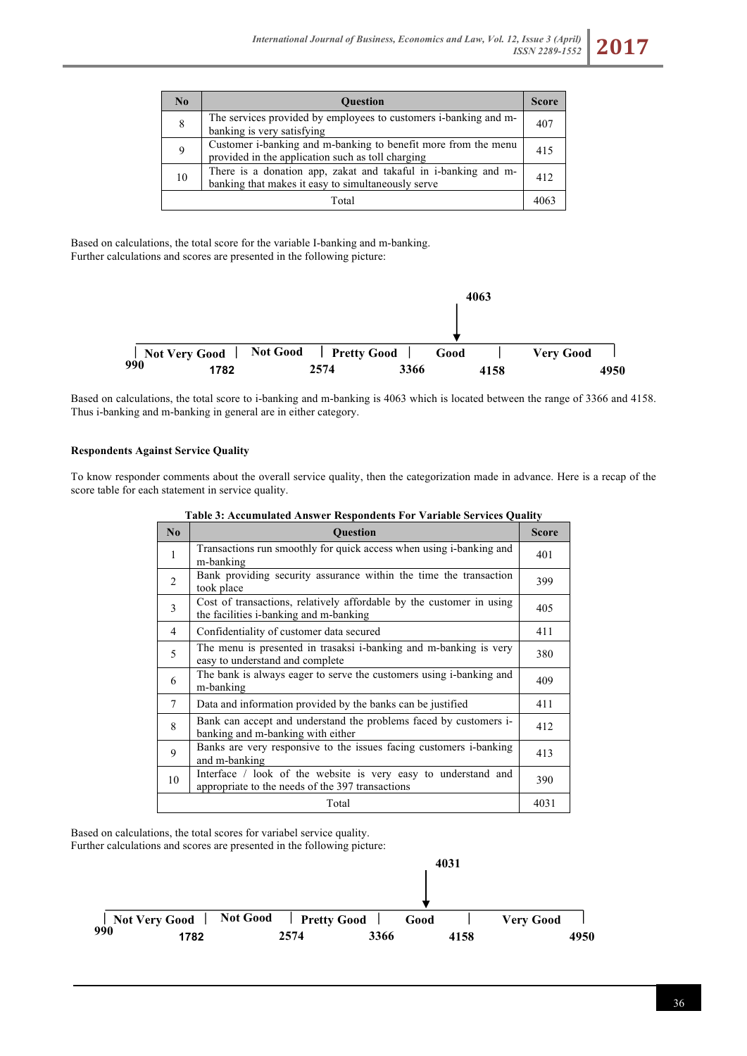| No | Question | Score |
|---|---|---|
| 8 | The services provided by employees to customers i-banking and m-banking is very satisfying | 407 |
| 9 | Customer i-banking and m-banking to benefit more from the menu provided in the application such as toll charging | 415 |
| 10 | There is a donation app, zakat and takaful in i-banking and m-banking that makes it easy to simultaneously serve | 412 |
| | Total | 4063 |

Based on calculations, the total score for the variable I-banking and m-banking.
Further calculations and scores are presented in the following picture:

4063

| Not Very Good | Not Good | Pretty Good | Good | Very Good |

990 &nbsp;&nbsp; 1782 &nbsp;&nbsp; 2574 &nbsp;&nbsp; 3366 &nbsp;&nbsp; 4158 &nbsp;&nbsp; 4950

Based on calculations, the total score to i-banking and m-banking is 4063 which is located between the range of 3366 and 4158. Thus i-banking and m-banking in general are in either category.

**Respondents Against Service Quality**

To know responder comments about the overall service quality, then the categorization made in advance. Here is a recap of the score table for each statement in service quality.

**Table 3: Accumulated Answer Respondents For Variable Services Quality**

| No | Question | Score |
|---|---|---|
| 1 | Transactions run smoothly for quick access when using i-banking and m-banking | 401 |
| 2 | Bank providing security assurance within the time the transaction took place | 399 |
| 3 | Cost of transactions, relatively affordable by the customer in using the facilities i-banking and m-banking | 405 |
| 4 | Confidentiality of customer data secured | 411 |
| 5 | The menu is presented in trasaksi i-banking and m-banking is very easy to understand and complete | 380 |
| 6 | The bank is always eager to serve the customers using i-banking and m-banking | 409 |
| 7 | Data and information provided by the banks can be justified | 411 |
| 8 | Bank can accept and understand the problems faced by customers i-banking and m-banking with either | 412 |
| 9 | Banks are very responsive to the issues facing customers i-banking and m-banking | 413 |
| 10 | Interface / look of the website is very easy to understand and appropriate to the needs of the 397 transactions | 390 |
| | Total | 4031 |

Based on calculations, the total scores for variabel service quality.
Further calculations and scores are presented in the following picture:

4031

| Not Very Good | Not Good | Pretty Good | Good | Very Good |

990 &nbsp;&nbsp; 1782 &nbsp;&nbsp; 2574 &nbsp;&nbsp; 3366 &nbsp;&nbsp; 4158 &nbsp;&nbsp; 4950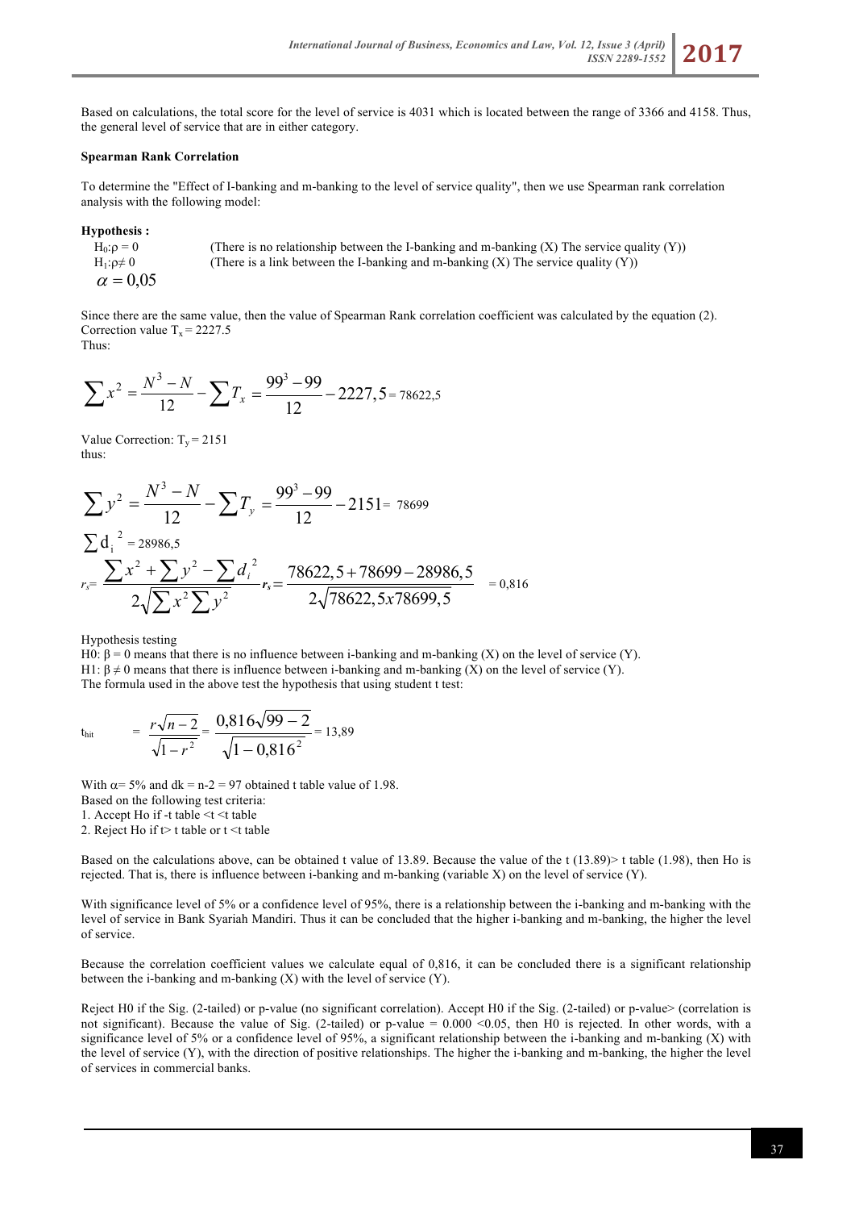Based on calculations, the total score for the level of service is 4031 which is located between the range of 3366 and 4158. Thus, the general level of service that are in either category.

**Spearman Rank Correlation**

To determine the "Effect of I-banking and m-banking to the level of service quality", then we use Spearman rank correlation analysis with the following model:

**Hypothesis :**

$H_0:\rho = 0$ (There is no relationship between the I-banking and m-banking (X) The service quality (Y))

$H_1:\rho \neq 0$ (There is a link between the I-banking and m-banking (X) The service quality (Y))

$\alpha = 0{,}05$

Since there are the same value, then the value of Spearman Rank correlation coefficient was calculated by the equation (2).
Correction value $T_x = 2227.5$
Thus:

$$\sum x^2 = \frac{N^3 - N}{12} - \sum T_x = \frac{99^3 - 99}{12} - 2227{,}5 = 78622{,}5$$

Value Correction: $T_y = 2151$
thus:

$$\sum y^2 = \frac{N^3 - N}{12} - \sum T_y = \frac{99^3 - 99}{12} - 2151 = 78699$$

$$\sum d_i^{\,2} = 28986{,}5$$

$$r_s = \frac{\sum x^2 + \sum y^2 - \sum d_i^{\,2}}{2\sqrt{\sum x^2 \sum y^2}} \; r_s = \frac{78622{,}5 + 78699 - 28986{,}5}{2\sqrt{78622{,}5 x 78699{,}5}} = 0{,}816$$

Hypothesis testing
H0: $\beta = 0$ means that there is no influence between i-banking and m-banking (X) on the level of service (Y).
H1: $\beta \neq 0$ means that there is influence between i-banking and m-banking (X) on the level of service (Y).
The formula used in the above test the hypothesis that using student t test:

$$t_{hit} = \frac{r\sqrt{n-2}}{\sqrt{1-r^2}} = \frac{0{,}816\sqrt{99-2}}{\sqrt{1-0{,}816^2}} = 13{,}89$$

With $\alpha$= 5% and dk = n-2 = 97 obtained t table value of 1.98.
Based on the following test criteria:
1. Accept Ho if -t table <t <t table
2. Reject Ho if t> t table or t <t table

Based on the calculations above, can be obtained t value of 13.89. Because the value of the t (13.89)> t table (1.98), then Ho is rejected. That is, there is influence between i-banking and m-banking (variable X) on the level of service (Y).

With significance level of 5% or a confidence level of 95%, there is a relationship between the i-banking and m-banking with the level of service in Bank Syariah Mandiri. Thus it can be concluded that the higher i-banking and m-banking, the higher the level of service.

Because the correlation coefficient values we calculate equal of 0,816, it can be concluded there is a significant relationship between the i-banking and m-banking (X) with the level of service (Y).

Reject H0 if the Sig. (2-tailed) or p-value (no significant correlation). Accept H0 if the Sig. (2-tailed) or p-value> (correlation is not significant). Because the value of Sig. (2-tailed) or p-value = 0.000 <0.05, then H0 is rejected. In other words, with a significance level of 5% or a confidence level of 95%, a significant relationship between the i-banking and m-banking (X) with the level of service (Y), with the direction of positive relationships. The higher the i-banking and m-banking, the higher the level of services in commercial banks.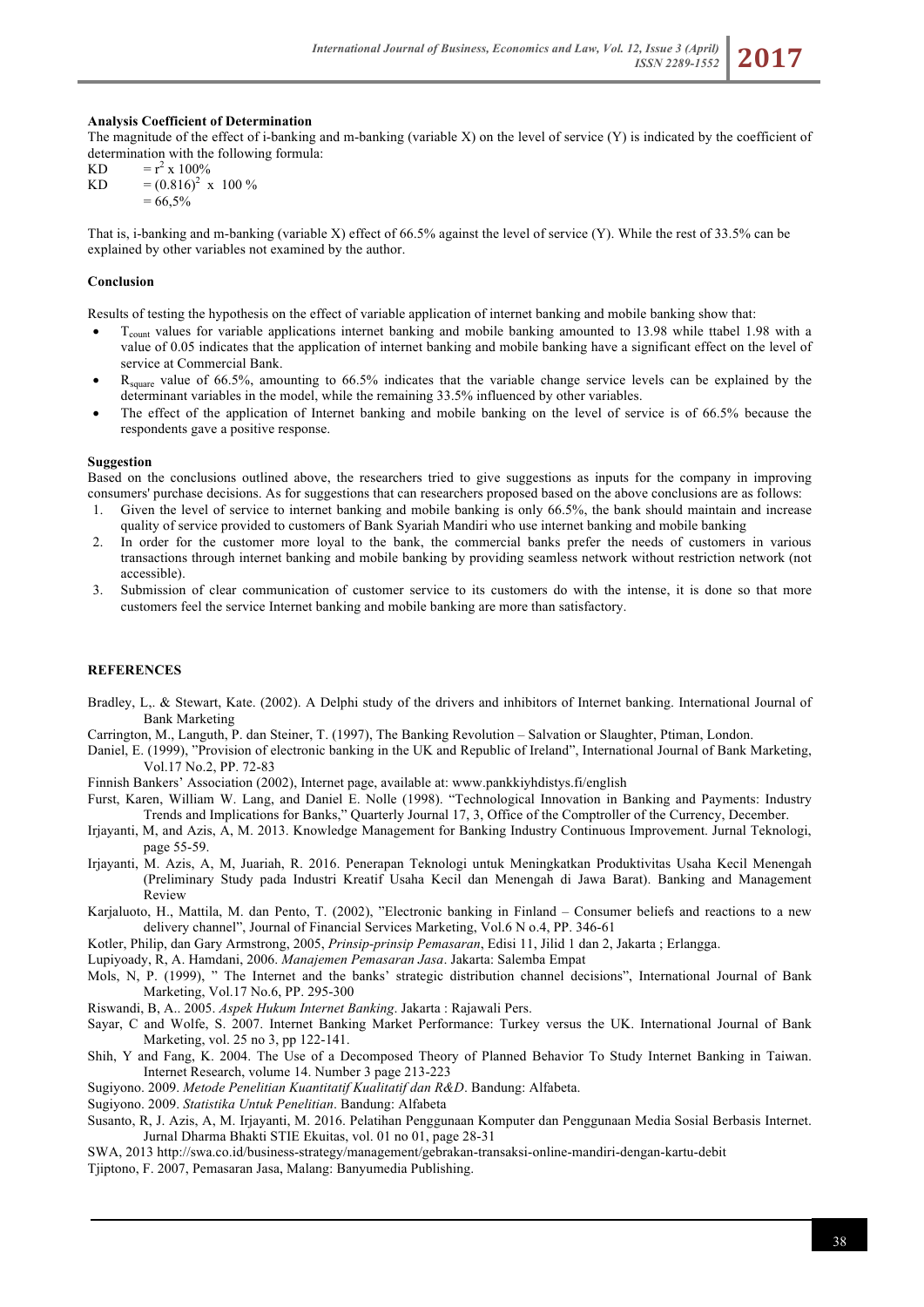**Analysis Coefficient of Determination**

The magnitude of the effect of i-banking and m-banking (variable X) on the level of service (Y) is indicated by the coefficient of determination with the following formula:

KD $= r^2 \times 100\%$

KD $= (0.816)^2 \times 100\ \%$

$= 66{,}5\%$

That is, i-banking and m-banking (variable X) effect of 66.5% against the level of service (Y). While the rest of 33.5% can be explained by other variables not examined by the author.

**Conclusion**

Results of testing the hypothesis on the effect of variable application of internet banking and mobile banking show that:

- $T_{count}$ values for variable applications internet banking and mobile banking amounted to 13.98 while ttabel 1.98 with a value of 0.05 indicates that the application of internet banking and mobile banking have a significant effect on the level of service at Commercial Bank.
- $R_{square}$ value of 66.5%, amounting to 66.5% indicates that the variable change service levels can be explained by the determinant variables in the model, while the remaining 33.5% influenced by other variables.
- The effect of the application of Internet banking and mobile banking on the level of service is of 66.5% because the respondents gave a positive response.

**Suggestion**

Based on the conclusions outlined above, the researchers tried to give suggestions as inputs for the company in improving consumers' purchase decisions. As for suggestions that can researchers proposed based on the above conclusions are as follows:

1. Given the level of service to internet banking and mobile banking is only 66.5%, the bank should maintain and increase quality of service provided to customers of Bank Syariah Mandiri who use internet banking and mobile banking
2. In order for the customer more loyal to the bank, the commercial banks prefer the needs of customers in various transactions through internet banking and mobile banking by providing seamless network without restriction network (not accessible).
3. Submission of clear communication of customer service to its customers do with the intense, it is done so that more customers feel the service Internet banking and mobile banking are more than satisfactory.

**REFERENCES**

Bradley, L,. & Stewart, Kate. (2002). A Delphi study of the drivers and inhibitors of Internet banking. International Journal of Bank Marketing

Carrington, M., Languth, P. dan Steiner, T. (1997), The Banking Revolution – Salvation or Slaughter, Ptiman, London.

Daniel, E. (1999), "Provision of electronic banking in the UK and Republic of Ireland", International Journal of Bank Marketing, Vol.17 No.2, PP. 72-83

Finnish Bankers' Association (2002), Internet page, available at: www.pankkiyhdistys.fi/english

Furst, Karen, William W. Lang, and Daniel E. Nolle (1998). "Technological Innovation in Banking and Payments: Industry Trends and Implications for Banks," Quarterly Journal 17, 3, Office of the Comptroller of the Currency, December.

Irjayanti, M, and Azis, A, M. 2013. Knowledge Management for Banking Industry Continuous Improvement. Jurnal Teknologi, page 55-59.

Irjayanti, M. Azis, A, M, Juariah, R. 2016. Penerapan Teknologi untuk Meningkatkan Produktivitas Usaha Kecil Menengah (Preliminary Study pada Industri Kreatif Usaha Kecil dan Menengah di Jawa Barat). Banking and Management Review

Karjaluoto, H., Mattila, M. dan Pento, T. (2002), "Electronic banking in Finland – Consumer beliefs and reactions to a new delivery channel", Journal of Financial Services Marketing, Vol.6 N o.4, PP. 346-61

Kotler, Philip, dan Gary Armstrong, 2005, *Prinsip-prinsip Pemasaran*, Edisi 11, Jilid 1 dan 2, Jakarta ; Erlangga.

Lupiyoady, R, A. Hamdani, 2006. *Manajemen Pemasaran Jasa*. Jakarta: Salemba Empat

Mols, N, P. (1999), " The Internet and the banks' strategic distribution channel decisions", International Journal of Bank Marketing, Vol.17 No.6, PP. 295-300

Riswandi, B, A.. 2005. *Aspek Hukum Internet Banking*. Jakarta : Rajawali Pers.

Sayar, C and Wolfe, S. 2007. Internet Banking Market Performance: Turkey versus the UK. International Journal of Bank Marketing, vol. 25 no 3, pp 122-141.

Shih, Y and Fang, K. 2004. The Use of a Decomposed Theory of Planned Behavior To Study Internet Banking in Taiwan. Internet Research, volume 14. Number 3 page 213-223

Sugiyono. 2009. *Metode Penelitian Kuantitatif Kualitatif dan R&D*. Bandung: Alfabeta.

Sugiyono. 2009. *Statistika Untuk Penelitian*. Bandung: Alfabeta

Susanto, R, J. Azis, A, M. Irjayanti, M. 2016. Pelatihan Penggunaan Komputer dan Penggunaan Media Sosial Berbasis Internet. Jurnal Dharma Bhakti STIE Ekuitas, vol. 01 no 01, page 28-31

SWA, 2013 http://swa.co.id/business-strategy/management/gebrakan-transaksi-online-mandiri-dengan-kartu-debit

Tjiptono, F. 2007, Pemasaran Jasa, Malang: Banyumedia Publishing.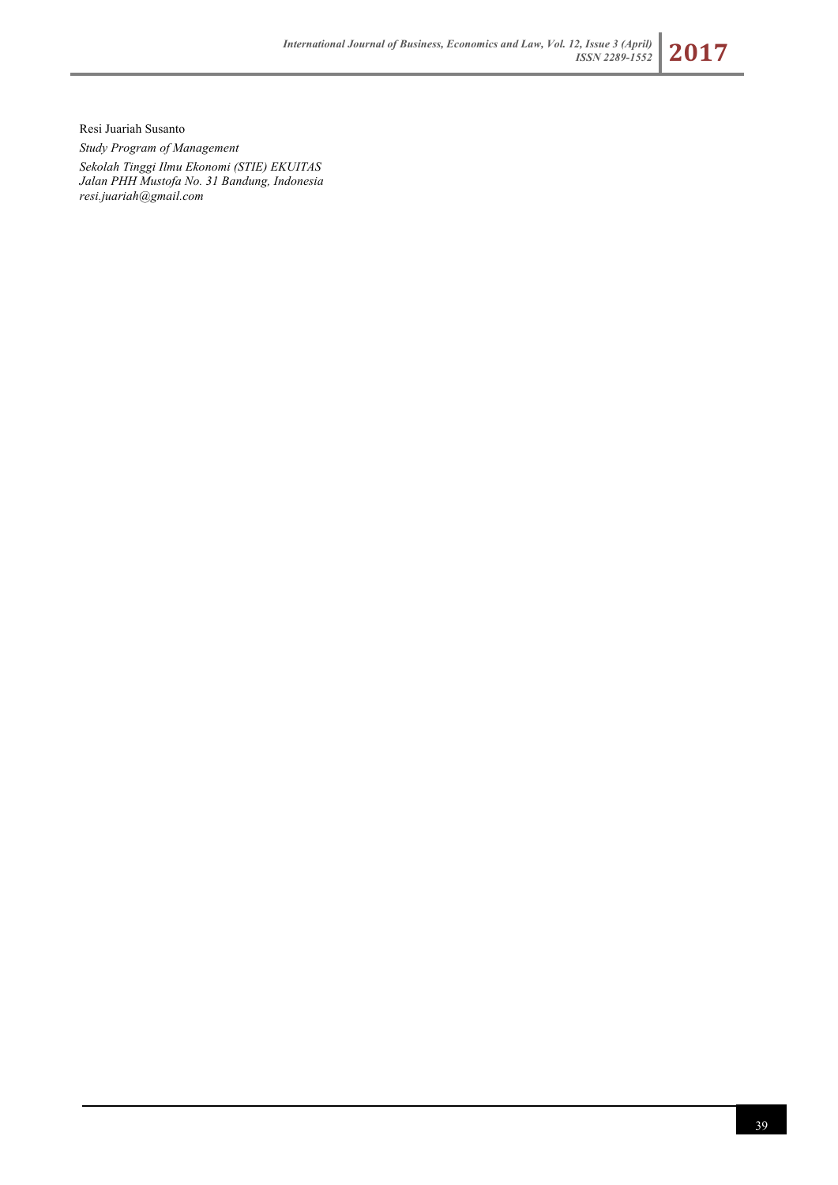Resi Juariah Susanto

*Study Program of Management*

*Sekolah Tinggi Ilmu Ekonomi (STIE) EKUITAS*
*Jalan PHH Mustofa No. 31 Bandung, Indonesia*
*resi.juariah@gmail.com*